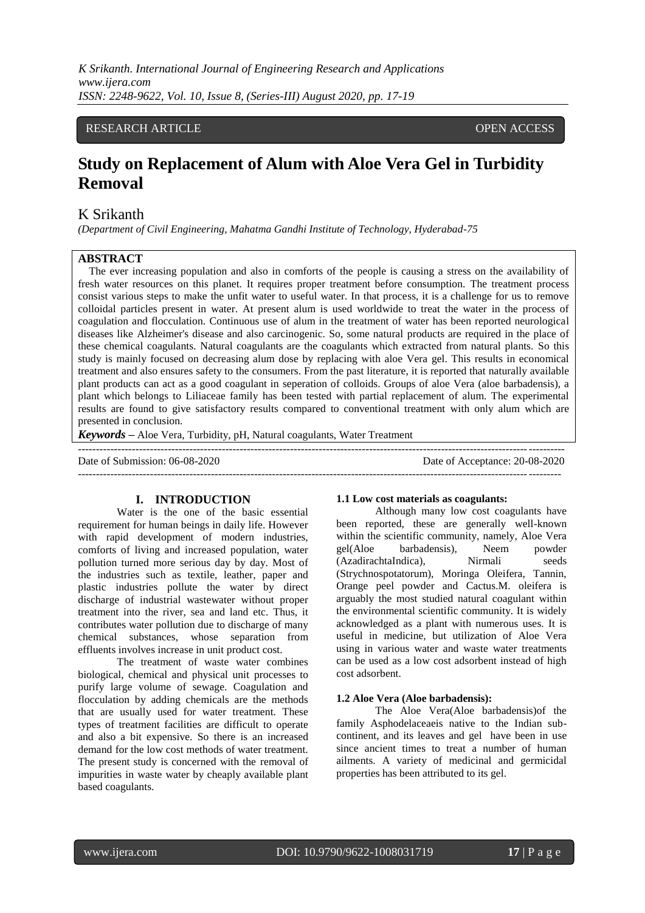RESEARCH ARTICLE OPEN ACCESS

# Study on Replacement of Alum with Aloe Vera Gel in Turbidity Removal

K Srikanth

*(Department of Civil Engineering, Mahatma Gandhi Institute of Technology, Hyderabad-75*

**ABSTRACT**

The ever increasing population and also in comforts of the people is causing a stress on the availability of fresh water resources on this planet. It requires proper treatment before consumption. The treatment process consist various steps to make the unfit water to useful water. In that process, it is a challenge for us to remove colloidal particles present in water. At present alum is used worldwide to treat the water in the process of coagulation and flocculation. Continuous use of alum in the treatment of water has been reported neurological diseases like Alzheimer's disease and also carcinogenic. So, some natural products are required in the place of these chemical coagulants. Natural coagulants are the coagulants which extracted from natural plants. So this study is mainly focused on decreasing alum dose by replacing with aloe Vera gel. This results in economical treatment and also ensures safety to the consumers. From the past literature, it is reported that naturally available plant products can act as a good coagulant in seperation of colloids. Groups of aloe Vera (aloe barbadensis), a plant which belongs to Liliaceae family has been tested with partial replacement of alum. The experimental results are found to give satisfactory results compared to conventional treatment with only alum which are presented in conclusion.

***Keywords*** – Aloe Vera, Turbidity, pH, Natural coagulants, Water Treatment

Date of Submission: 06-08-2020 Date of Acceptance: 20-08-2020

## I. INTRODUCTION

Water is the one of the basic essential requirement for human beings in daily life. However with rapid development of modern industries, comforts of living and increased population, water pollution turned more serious day by day. Most of the industries such as textile, leather, paper and plastic industries pollute the water by direct discharge of industrial wastewater without proper treatment into the river, sea and land etc. Thus, it contributes water pollution due to discharge of many chemical substances, whose separation from effluents involves increase in unit product cost.

The treatment of waste water combines biological, chemical and physical unit processes to purify large volume of sewage. Coagulation and flocculation by adding chemicals are the methods that are usually used for water treatment. These types of treatment facilities are difficult to operate and also a bit expensive. So there is an increased demand for the low cost methods of water treatment. The present study is concerned with the removal of impurities in waste water by cheaply available plant based coagulants.

### 1.1 Low cost materials as coagulants:

Although many low cost coagulants have been reported, these are generally well-known within the scientific community, namely, Aloe Vera gel(Aloe barbadensis), Neem powder (AzadirachtaIndica), Nirmali seeds (Strychnospotatorum), Moringa Oleifera, Tannin, Orange peel powder and Cactus.M. oleifera is arguably the most studied natural coagulant within the environmental scientific community. It is widely acknowledged as a plant with numerous uses. It is useful in medicine, but utilization of Aloe Vera using in various water and waste water treatments can be used as a low cost adsorbent instead of high cost adsorbent.

### 1.2 Aloe Vera (Aloe barbadensis):

The Aloe Vera(Aloe barbadensis)of the family Asphodelaceaeis native to the Indian sub-continent, and its leaves and gel have been in use since ancient times to treat a number of human ailments. A variety of medicinal and germicidal properties has been attributed to its gel.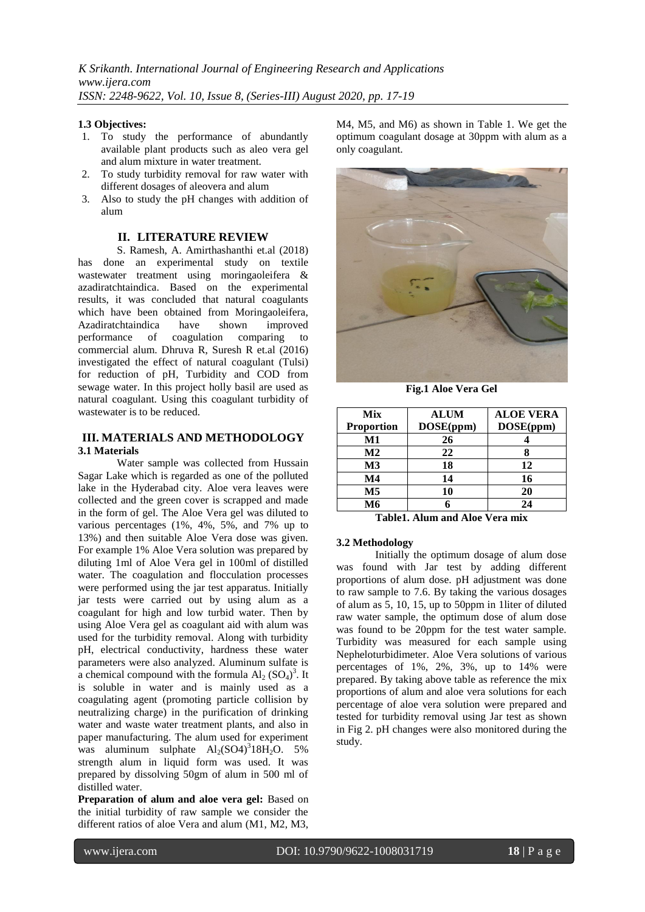**1.3 Objectives:**

1. To study the performance of abundantly available plant products such as aleo vera gel and alum mixture in water treatment.
2. To study turbidity removal for raw water with different dosages of aleovera and alum
3. Also to study the pH changes with addition of alum

## II. LITERATURE REVIEW

S. Ramesh, A. Amirthashanthi et.al (2018) has done an experimental study on textile wastewater treatment using moringaoleifera & azadiratchtaindica. Based on the experimental results, it was concluded that natural coagulants which have been obtained from Moringaoleifera, Azadiratchtaindica have shown improved performance of coagulation comparing to commercial alum. Dhruva R, Suresh R et.al (2016) investigated the effect of natural coagulant (Tulsi) for reduction of pH, Turbidity and COD from sewage water. In this project holly basil are used as natural coagulant. Using this coagulant turbidity of wastewater is to be reduced.

## III. MATERIALS AND METHODOLOGY

### 3.1 Materials

Water sample was collected from Hussain Sagar Lake which is regarded as one of the polluted lake in the Hyderabad city. Aloe vera leaves were collected and the green cover is scrapped and made in the form of gel. The Aloe Vera gel was diluted to various percentages (1%, 4%, 5%, and 7% up to 13%) and then suitable Aloe Vera dose was given. For example 1% Aloe Vera solution was prepared by diluting 1ml of Aloe Vera gel in 100ml of distilled water. The coagulation and flocculation processes were performed using the jar test apparatus. Initially jar tests were carried out by using alum as a coagulant for high and low turbid water. Then by using Aloe Vera gel as coagulant aid with alum was used for the turbidity removal. Along with turbidity pH, electrical conductivity, hardness these water parameters were also analyzed. Aluminum sulfate is a chemical compound with the formula $Al_2 (SO_4)^3$. It is soluble in water and is mainly used as a coagulating agent (promoting particle collision by neutralizing charge) in the purification of drinking water and waste water treatment plants, and also in paper manufacturing. The alum used for experiment was aluminum sulphate $Al_2(SO4)^3 18H_2O$. 5% strength alum in liquid form was used. It was prepared by dissolving 50gm of alum in 500 ml of distilled water.

**Preparation of alum and aloe vera gel:** Based on the initial turbidity of raw sample we consider the different ratios of aloe Vera and alum (M1, M2, M3, M4, M5, and M6) as shown in Table 1. We get the optimum coagulant dosage at 30ppm with alum as a only coagulant.

**Fig.1 Aloe Vera Gel**

| Mix Proportion | ALUM DOSE(ppm) | ALOE VERA DOSE(ppm) |
|---|---|---|
| M1 | 26 | 4 |
| M2 | 22 | 8 |
| M3 | 18 | 12 |
| M4 | 14 | 16 |
| M5 | 10 | 20 |
| M6 | 6 | 24 |

**Table1. Alum and Aloe Vera mix**

### 3.2 Methodology

Initially the optimum dosage of alum dose was found with Jar test by adding different proportions of alum dose. pH adjustment was done to raw sample to 7.6. By taking the various dosages of alum as 5, 10, 15, up to 50ppm in 1liter of diluted raw water sample, the optimum dose of alum dose was found to be 20ppm for the test water sample. Turbidity was measured for each sample using Nepheloturbidimeter. Aloe Vera solutions of various percentages of 1%, 2%, 3%, up to 14% were prepared. By taking above table as reference the mix proportions of alum and aloe vera solutions for each percentage of aloe vera solution were prepared and tested for turbidity removal using Jar test as shown in Fig 2. pH changes were also monitored during the study.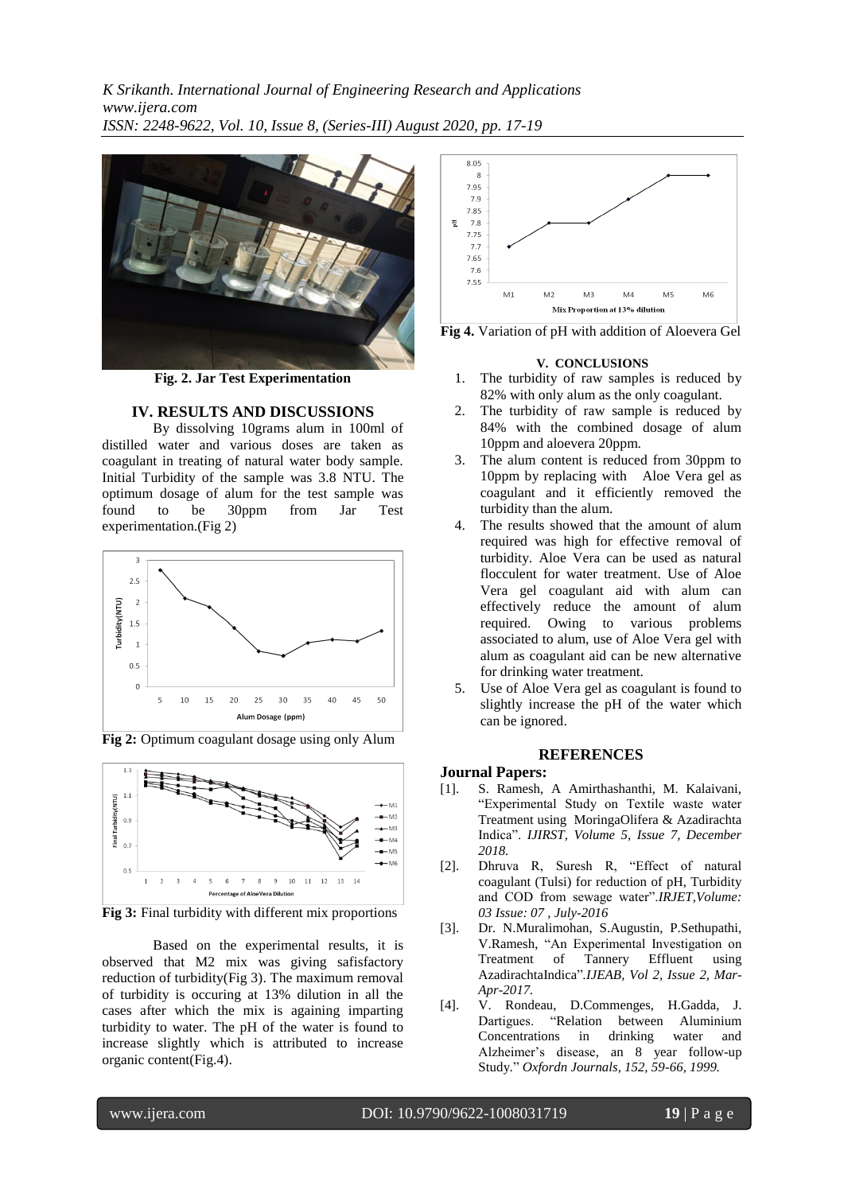Fig. 2. Jar Test Experimentation

## IV. RESULTS AND DISCUSSIONS

By dissolving 10grams alum in 100ml of distilled water and various doses are taken as coagulant in treating of natural water body sample. Initial Turbidity of the sample was 3.8 NTU. The optimum dosage of alum for the test sample was found to be 30ppm from Jar Test experimentation.(Fig 2)

Turbidity(NTU)
3
2.5
2
1.5
1
0.5
0
5 10 15 20 25 30 35 40 45 50
Alum Dosage (ppm)

**Fig 2:** Optimum coagulant dosage using only Alum

Final Turbidity(NTU)
1.3
1.1
0.9
0.7
0.5
1 2 3 4 5 6 7 8 9 10 11 12 13 14
Percentage of AloeVera Dilution
M1
M2
M3
M4
M5
M6

**Fig 3:** Final turbidity with different mix proportions

Based on the experimental results, it is observed that M2 mix was giving safisfactory reduction of turbidity(Fig 3). The maximum removal of turbidity is occuring at 13% dilution in all the cases after which the mix is againing imparting turbidity to water. The pH of the water is found to increase slightly which is attributed to increase organic content(Fig.4).

pH
8.05
8
7.95
7.9
7.85
7.8
7.75
7.7
7.65
7.6
7.55
M1 M2 M3 M4 M5 M6
Mix Proportion at 13% dilution

**Fig 4.** Variation of pH with addition of Aloevera Gel

## V. CONCLUSIONS

1. The turbidity of raw samples is reduced by 82% with only alum as the only coagulant.
2. The turbidity of raw sample is reduced by 84% with the combined dosage of alum 10ppm and aloevera 20ppm.
3. The alum content is reduced from 30ppm to 10ppm by replacing with Aloe Vera gel as coagulant and it efficiently removed the turbidity than the alum.
4. The results showed that the amount of alum required was high for effective removal of turbidity. Aloe Vera can be used as natural flocculent for water treatment. Use of Aloe Vera gel coagulant aid with alum can effectively reduce the amount of alum required. Owing to various problems associated to alum, use of Aloe Vera gel with alum as coagulant aid can be new alternative for drinking water treatment.
5. Use of Aloe Vera gel as coagulant is found to slightly increase the pH of the water which can be ignored.

## REFERENCES

**Journal Papers:**

[1]. S. Ramesh, A Amirthashanthi, M. Kalaivani, "Experimental Study on Textile waste water Treatment using MoringaOlifera & Azadirachta Indica". *IJIRST, Volume 5, Issue 7, December 2018.*

[2]. Dhruva R, Suresh R, "Effect of natural coagulant (Tulsi) for reduction of pH, Turbidity and COD from sewage water".*IRJET,Volume: 03 Issue: 07 , July-2016*

[3]. Dr. N.Muralimohan, S.Augustin, P.Sethupathi, V.Ramesh, "An Experimental Investigation on Treatment of Tannery Effluent using AzadirachtaIndica".*IJEAB, Vol 2, Issue 2, Mar-Apr-2017.*

[4]. V. Rondeau, D.Commenges, H.Gadda, J. Dartigues. "Relation between Aluminium Concentrations in drinking water and Alzheimer's disease, an 8 year follow-up Study." *Oxfordn Journals, 152, 59-66, 1999.*